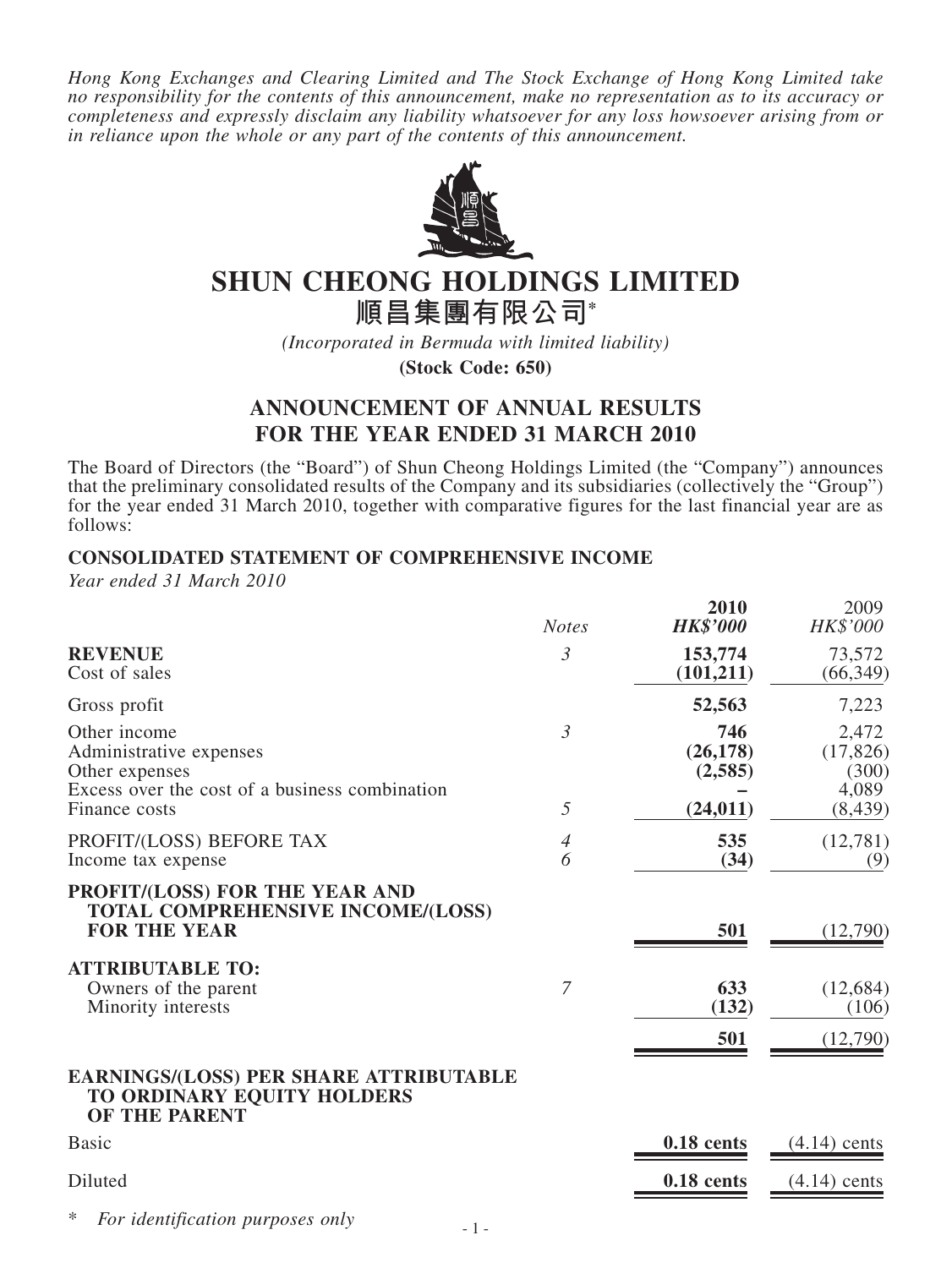*Hong Kong Exchanges and Clearing Limited and The Stock Exchange of Hong Kong Limited take no responsibility for the contents of this announcement, make no representation as to its accuracy or completeness and expressly disclaim any liability whatsoever for any loss howsoever arising from or in reliance upon the whole or any part of the contents of this announcement.*

# SHUN CHEONG HOLDINGS LIMITED
# 順昌集團有限公司*

*(Incorporated in Bermuda with limited liability)*

**(Stock Code: 650)**

## ANNOUNCEMENT OF ANNUAL RESULTS FOR THE YEAR ENDED 31 MARCH 2010

The Board of Directors (the "Board") of Shun Cheong Holdings Limited (the "Company") announces that the preliminary consolidated results of the Company and its subsidiaries (collectively the "Group") for the year ended 31 March 2010, together with comparative figures for the last financial year are as follows:

### CONSOLIDATED STATEMENT OF COMPREHENSIVE INCOME

*Year ended 31 March 2010*

| | *Notes* | **2010** ***HK$'000*** | 2009 *HK$'000* |
|---|---|---|---|
| **REVENUE** | *3* | **153,774** | 73,572 |
| Cost of sales | | **(101,211)** | (66,349) |
| Gross profit | | **52,563** | 7,223 |
| Other income | *3* | **746** | 2,472 |
| Administrative expenses | | **(26,178)** | (17,826) |
| Other expenses | | **(2,585)** | (300) |
| Excess over the cost of a business combination | | **–** | 4,089 |
| Finance costs | *5* | **(24,011)** | (8,439) |
| PROFIT/(LOSS) BEFORE TAX | *4* | **535** | (12,781) |
| Income tax expense | *6* | **(34)** | (9) |
| **PROFIT/(LOSS) FOR THE YEAR AND TOTAL COMPREHENSIVE INCOME/(LOSS) FOR THE YEAR** | | **501** | (12,790) |
| **ATTRIBUTABLE TO:** | | | |
| Owners of the parent | *7* | **633** | (12,684) |
| Minority interests | | **(132)** | (106) |
| | | **501** | (12,790) |
| **EARNINGS/(LOSS) PER SHARE ATTRIBUTABLE TO ORDINARY EQUITY HOLDERS OF THE PARENT** | | | |
| Basic | | **0.18 cents** | (4.14) cents |
| Diluted | | **0.18 cents** | (4.14) cents |

\* *For identification purposes only*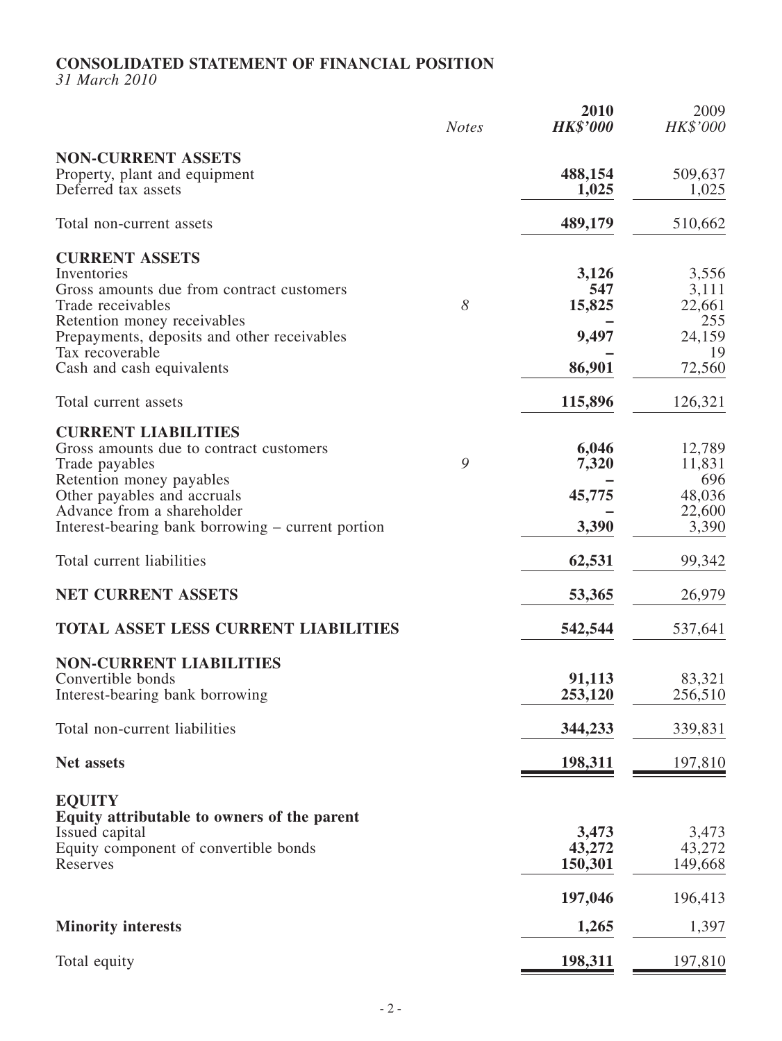# CONSOLIDATED STATEMENT OF FINANCIAL POSITION

*31 March 2010*

| | Notes | 2010 HK$'000 | 2009 HK$'000 |
|---|---|---|---|
| **NON-CURRENT ASSETS** | | | |
| Property, plant and equipment | | **488,154** | 509,637 |
| Deferred tax assets | | **1,025** | 1,025 |
| Total non-current assets | | **489,179** | 510,662 |
| **CURRENT ASSETS** | | | |
| Inventories | | **3,126** | 3,556 |
| Gross amounts due from contract customers | | **547** | 3,111 |
| Trade receivables | 8 | **15,825** | 22,661 |
| Retention money receivables | | **–** | 255 |
| Prepayments, deposits and other receivables | | **9,497** | 24,159 |
| Tax recoverable | | **–** | 19 |
| Cash and cash equivalents | | **86,901** | 72,560 |
| Total current assets | | **115,896** | 126,321 |
| **CURRENT LIABILITIES** | | | |
| Gross amounts due to contract customers | | **6,046** | 12,789 |
| Trade payables | 9 | **7,320** | 11,831 |
| Retention money payables | | **–** | 696 |
| Other payables and accruals | | **45,775** | 48,036 |
| Advance from a shareholder | | **–** | 22,600 |
| Interest-bearing bank borrowing – current portion | | **3,390** | 3,390 |
| Total current liabilities | | **62,531** | 99,342 |
| **NET CURRENT ASSETS** | | **53,365** | 26,979 |
| **TOTAL ASSET LESS CURRENT LIABILITIES** | | **542,544** | 537,641 |
| **NON-CURRENT LIABILITIES** | | | |
| Convertible bonds | | **91,113** | 83,321 |
| Interest-bearing bank borrowing | | **253,120** | 256,510 |
| Total non-current liabilities | | **344,233** | 339,831 |
| **Net assets** | | **198,311** | 197,810 |
| **EQUITY** | | | |
| **Equity attributable to owners of the parent** | | | |
| Issued capital | | **3,473** | 3,473 |
| Equity component of convertible bonds | | **43,272** | 43,272 |
| Reserves | | **150,301** | 149,668 |
| | | **197,046** | 196,413 |
| **Minority interests** | | **1,265** | 1,397 |
| Total equity | | **198,311** | 197,810 |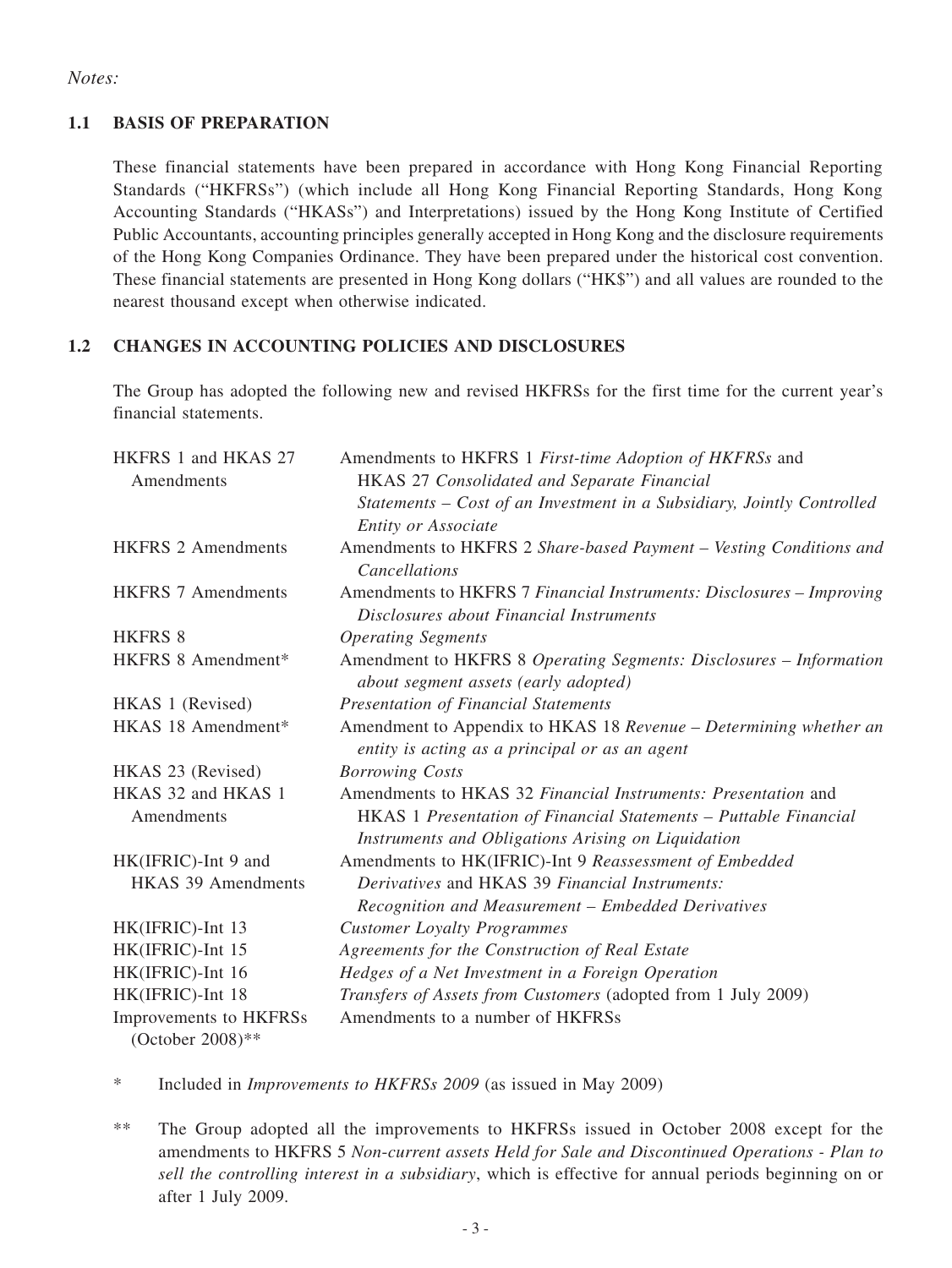*Notes:*

## 1.1 BASIS OF PREPARATION

These financial statements have been prepared in accordance with Hong Kong Financial Reporting Standards ("HKFRSs") (which include all Hong Kong Financial Reporting Standards, Hong Kong Accounting Standards ("HKASs") and Interpretations) issued by the Hong Kong Institute of Certified Public Accountants, accounting principles generally accepted in Hong Kong and the disclosure requirements of the Hong Kong Companies Ordinance. They have been prepared under the historical cost convention. These financial statements are presented in Hong Kong dollars ("HK$") and all values are rounded to the nearest thousand except when otherwise indicated.

## 1.2 CHANGES IN ACCOUNTING POLICIES AND DISCLOSURES

The Group has adopted the following new and revised HKFRSs for the first time for the current year's financial statements.

| | |
|---|---|
| HKFRS 1 and HKAS 27 Amendments | Amendments to HKFRS 1 *First-time Adoption of HKFRSs* and HKAS 27 *Consolidated and Separate Financial Statements – Cost of an Investment in a Subsidiary, Jointly Controlled Entity or Associate* |
| HKFRS 2 Amendments | Amendments to HKFRS 2 *Share-based Payment – Vesting Conditions and Cancellations* |
| HKFRS 7 Amendments | Amendments to HKFRS 7 *Financial Instruments: Disclosures – Improving Disclosures about Financial Instruments* |
| HKFRS 8 | *Operating Segments* |
| HKFRS 8 Amendment* | Amendment to HKFRS 8 *Operating Segments: Disclosures – Information about segment assets (early adopted)* |
| HKAS 1 (Revised) | *Presentation of Financial Statements* |
| HKAS 18 Amendment* | Amendment to Appendix to HKAS 18 *Revenue – Determining whether an entity is acting as a principal or as an agent* |
| HKAS 23 (Revised) | *Borrowing Costs* |
| HKAS 32 and HKAS 1 Amendments | Amendments to HKAS 32 *Financial Instruments: Presentation* and HKAS 1 *Presentation of Financial Statements – Puttable Financial Instruments and Obligations Arising on Liquidation* |
| HK(IFRIC)-Int 9 and HKAS 39 Amendments | Amendments to HK(IFRIC)-Int 9 *Reassessment of Embedded Derivatives* and HKAS 39 *Financial Instruments: Recognition and Measurement – Embedded Derivatives* |
| HK(IFRIC)-Int 13 | *Customer Loyalty Programmes* |
| HK(IFRIC)-Int 15 | *Agreements for the Construction of Real Estate* |
| HK(IFRIC)-Int 16 | *Hedges of a Net Investment in a Foreign Operation* |
| HK(IFRIC)-Int 18 | *Transfers of Assets from Customers* (adopted from 1 July 2009) |
| Improvements to HKFRSs (October 2008)** | Amendments to a number of HKFRSs |

\* Included in *Improvements to HKFRSs 2009* (as issued in May 2009)

\** The Group adopted all the improvements to HKFRSs issued in October 2008 except for the amendments to HKFRS 5 *Non-current assets Held for Sale and Discontinued Operations - Plan to sell the controlling interest in a subsidiary*, which is effective for annual periods beginning on or after 1 July 2009.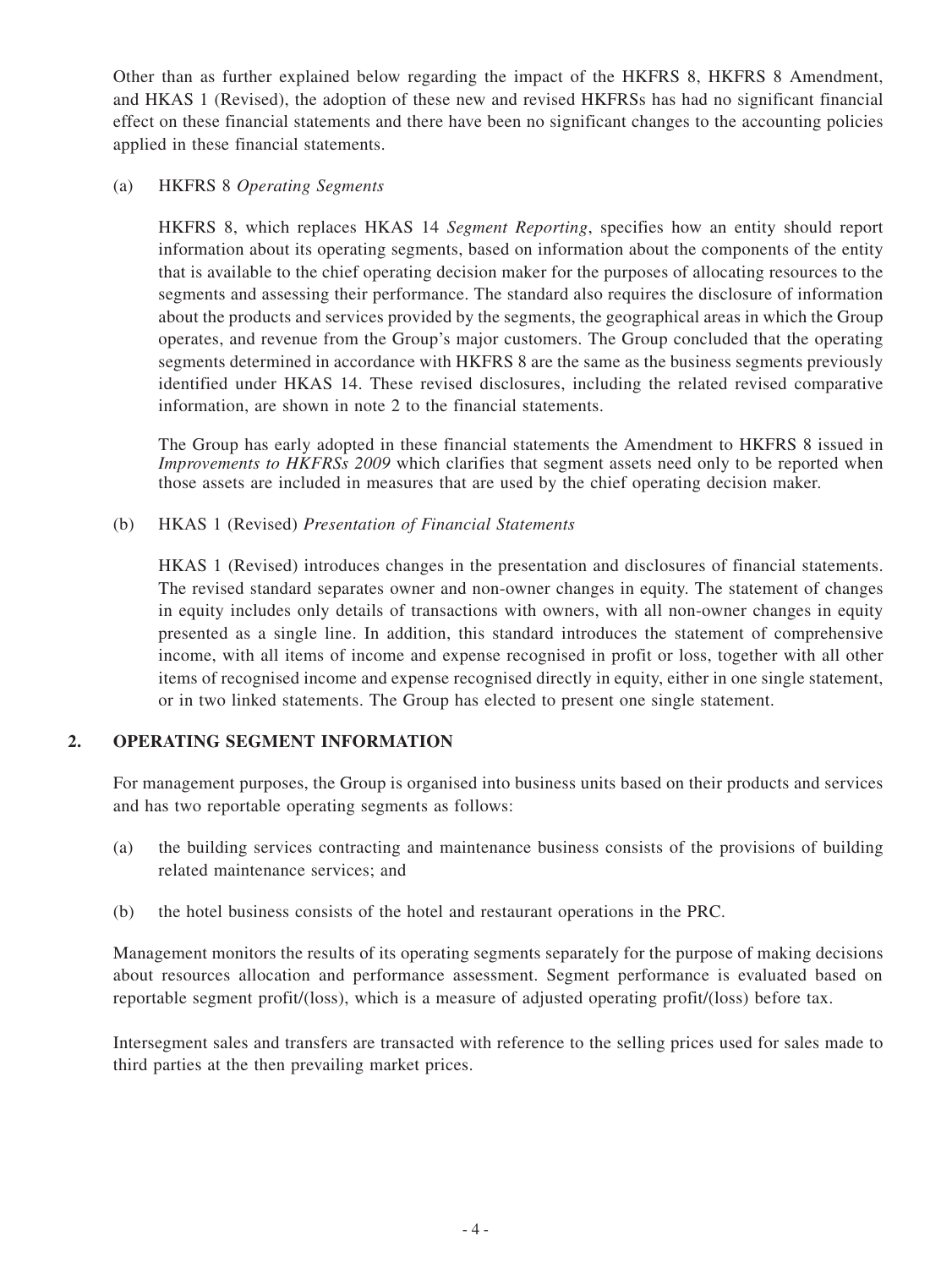Other than as further explained below regarding the impact of the HKFRS 8, HKFRS 8 Amendment, and HKAS 1 (Revised), the adoption of these new and revised HKFRSs has had no significant financial effect on these financial statements and there have been no significant changes to the accounting policies applied in these financial statements.

(a) HKFRS 8 *Operating Segments*

HKFRS 8, which replaces HKAS 14 *Segment Reporting*, specifies how an entity should report information about its operating segments, based on information about the components of the entity that is available to the chief operating decision maker for the purposes of allocating resources to the segments and assessing their performance. The standard also requires the disclosure of information about the products and services provided by the segments, the geographical areas in which the Group operates, and revenue from the Group's major customers. The Group concluded that the operating segments determined in accordance with HKFRS 8 are the same as the business segments previously identified under HKAS 14. These revised disclosures, including the related revised comparative information, are shown in note 2 to the financial statements.

The Group has early adopted in these financial statements the Amendment to HKFRS 8 issued in *Improvements to HKFRSs 2009* which clarifies that segment assets need only to be reported when those assets are included in measures that are used by the chief operating decision maker.

(b) HKAS 1 (Revised) *Presentation of Financial Statements*

HKAS 1 (Revised) introduces changes in the presentation and disclosures of financial statements. The revised standard separates owner and non-owner changes in equity. The statement of changes in equity includes only details of transactions with owners, with all non-owner changes in equity presented as a single line. In addition, this standard introduces the statement of comprehensive income, with all items of income and expense recognised in profit or loss, together with all other items of recognised income and expense recognised directly in equity, either in one single statement, or in two linked statements. The Group has elected to present one single statement.

## 2. OPERATING SEGMENT INFORMATION

For management purposes, the Group is organised into business units based on their products and services and has two reportable operating segments as follows:

(a) the building services contracting and maintenance business consists of the provisions of building related maintenance services; and

(b) the hotel business consists of the hotel and restaurant operations in the PRC.

Management monitors the results of its operating segments separately for the purpose of making decisions about resources allocation and performance assessment. Segment performance is evaluated based on reportable segment profit/(loss), which is a measure of adjusted operating profit/(loss) before tax.

Intersegment sales and transfers are transacted with reference to the selling prices used for sales made to third parties at the then prevailing market prices.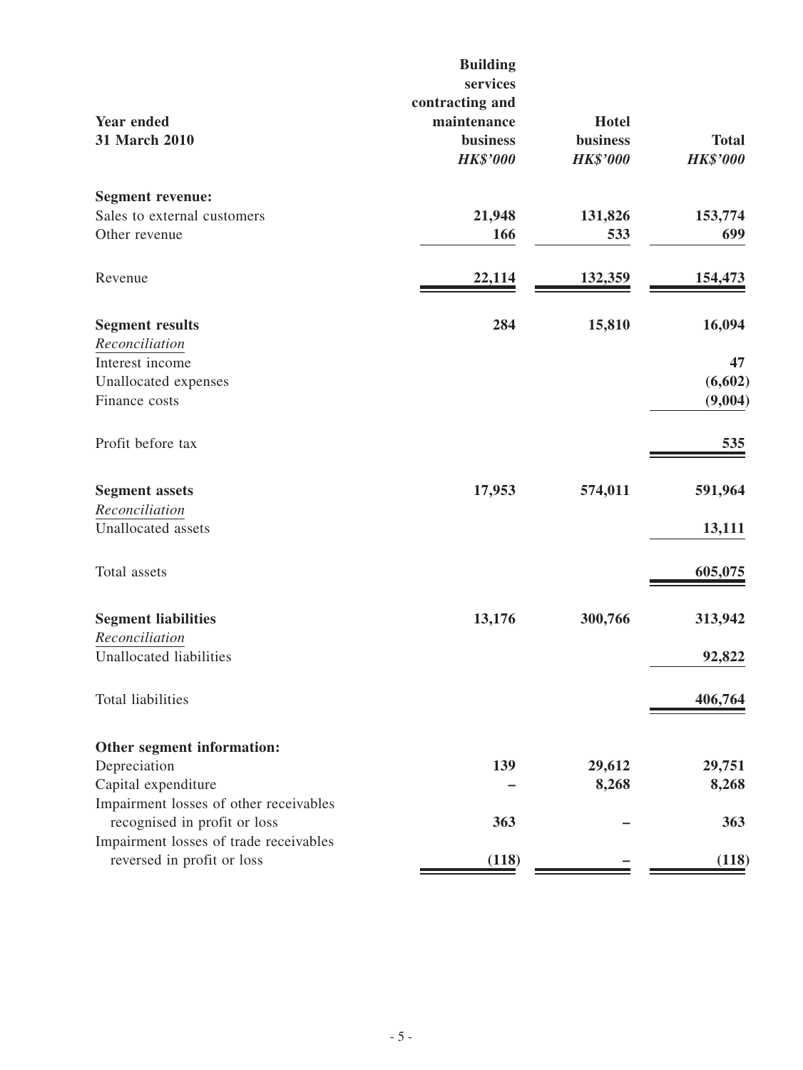| Year ended 31 March 2010 | Building services contracting and maintenance business *HK$'000* | Hotel business *HK$'000* | Total *HK$'000* |
|---|---|---|---|
| **Segment revenue:** | | | |
| Sales to external customers | **21,948** | **131,826** | **153,774** |
| Other revenue | **166** | **533** | **699** |
| Revenue | **22,114** | **132,359** | **154,473** |
| **Segment results** | **284** | **15,810** | **16,094** |
| *Reconciliation* | | | |
| Interest income | | | **47** |
| Unallocated expenses | | | **(6,602)** |
| Finance costs | | | **(9,004)** |
| Profit before tax | | | **535** |
| **Segment assets** | **17,953** | **574,011** | **591,964** |
| *Reconciliation* | | | |
| Unallocated assets | | | **13,111** |
| Total assets | | | **605,075** |
| **Segment liabilities** | **13,176** | **300,766** | **313,942** |
| *Reconciliation* | | | |
| Unallocated liabilities | | | **92,822** |
| Total liabilities | | | **406,764** |
| **Other segment information:** | | | |
| Depreciation | **139** | **29,612** | **29,751** |
| Capital expenditure | **–** | **8,268** | **8,268** |
| Impairment losses of other receivables recognised in profit or loss | **363** | **–** | **363** |
| Impairment losses of trade receivables reversed in profit or loss | **(118)** | **–** | **(118)** |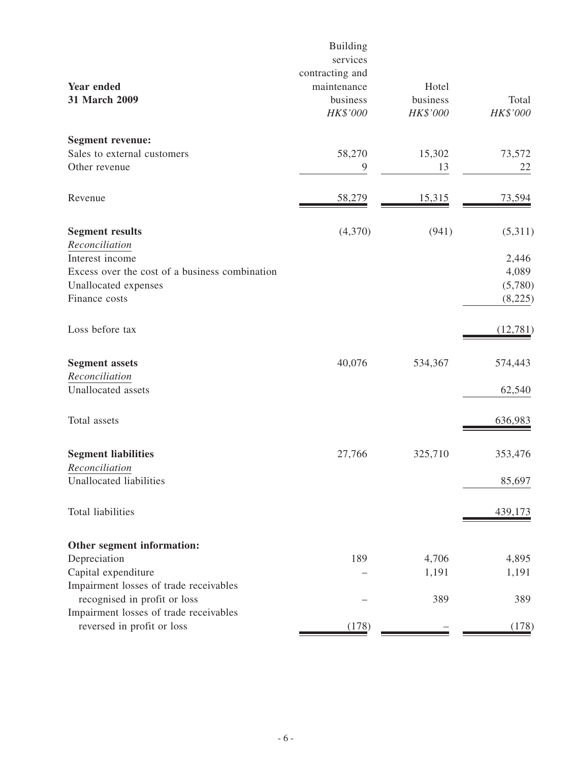| **Year ended 31 March 2009** | Building services contracting and maintenance business *HK$'000* | Hotel business *HK$'000* | Total *HK$'000* |
|---|---|---|---|
| **Segment revenue:** | | | |
| Sales to external customers | 58,270 | 15,302 | 73,572 |
| Other revenue | 9 | 13 | 22 |
| Revenue | 58,279 | 15,315 | 73,594 |
| **Segment results** | (4,370) | (941) | (5,311) |
| *Reconciliation* | | | |
| Interest income | | | 2,446 |
| Excess over the cost of a business combination | | | 4,089 |
| Unallocated expenses | | | (5,780) |
| Finance costs | | | (8,225) |
| Loss before tax | | | (12,781) |
| **Segment assets** | 40,076 | 534,367 | 574,443 |
| *Reconciliation* | | | |
| Unallocated assets | | | 62,540 |
| Total assets | | | 636,983 |
| **Segment liabilities** | 27,766 | 325,710 | 353,476 |
| *Reconciliation* | | | |
| Unallocated liabilities | | | 85,697 |
| Total liabilities | | | 439,173 |
| **Other segment information:** | | | |
| Depreciation | 189 | 4,706 | 4,895 |
| Capital expenditure | – | 1,191 | 1,191 |
| Impairment losses of trade receivables recognised in profit or loss | – | 389 | 389 |
| Impairment losses of trade receivables reversed in profit or loss | (178) | – | (178) |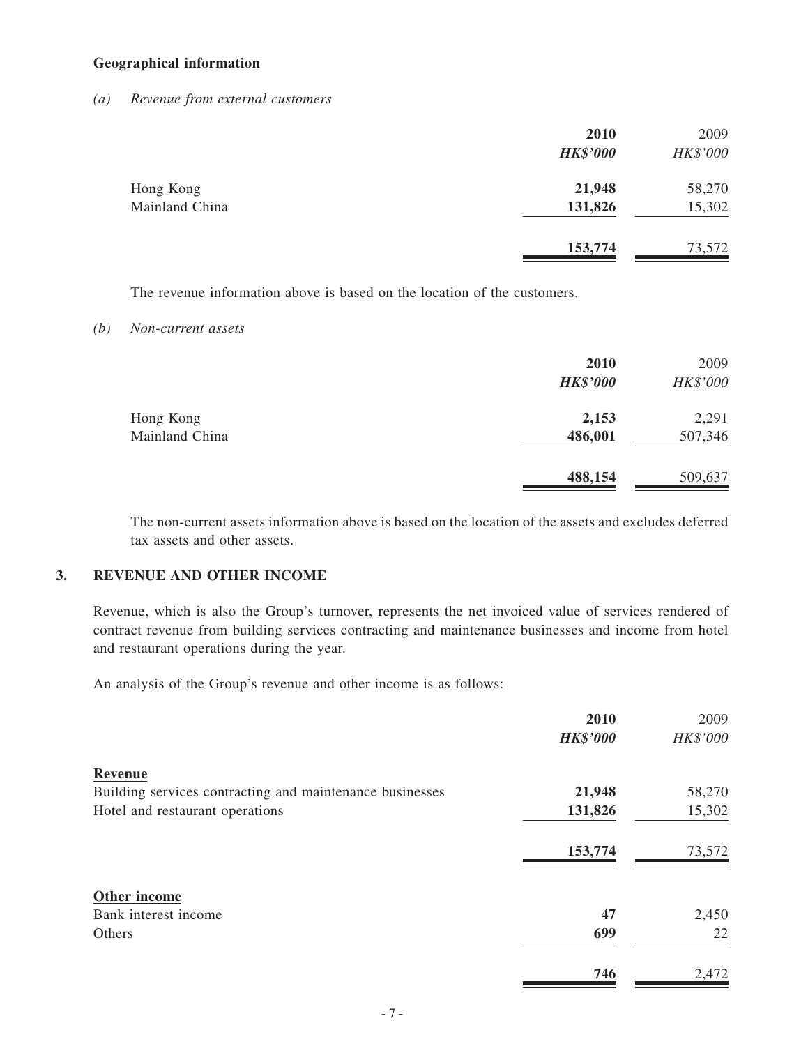**Geographical information**

*(a) Revenue from external customers*

| | **2010** | 2009 |
|---|---|---|
| | ***HK$'000*** | *HK$'000* |
| Hong Kong | **21,948** | 58,270 |
| Mainland China | **131,826** | 15,302 |
| | **153,774** | 73,572 |

The revenue information above is based on the location of the customers.

*(b) Non-current assets*

| | **2010** | 2009 |
|---|---|---|
| | ***HK$'000*** | *HK$'000* |
| Hong Kong | **2,153** | 2,291 |
| Mainland China | **486,001** | 507,346 |
| | **488,154** | 509,637 |

The non-current assets information above is based on the location of the assets and excludes deferred tax assets and other assets.

## 3. REVENUE AND OTHER INCOME

Revenue, which is also the Group's turnover, represents the net invoiced value of services rendered of contract revenue from building services contracting and maintenance businesses and income from hotel and restaurant operations during the year.

An analysis of the Group's revenue and other income is as follows:

| | **2010** | 2009 |
|---|---|---|
| | ***HK$'000*** | *HK$'000* |
| **Revenue** | | |
| Building services contracting and maintenance businesses | **21,948** | 58,270 |
| Hotel and restaurant operations | **131,826** | 15,302 |
| | **153,774** | 73,572 |
| **Other income** | | |
| Bank interest income | **47** | 2,450 |
| Others | **699** | 22 |
| | **746** | 2,472 |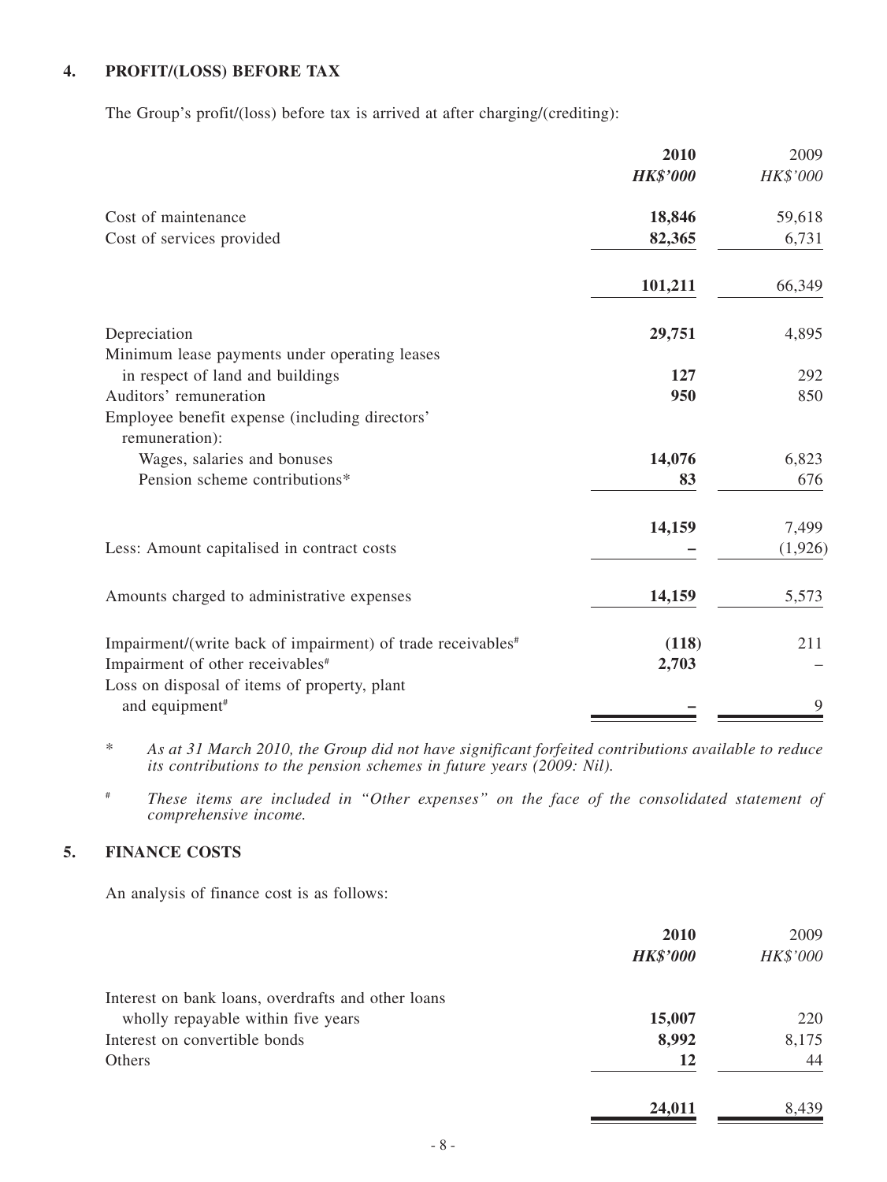## 4. PROFIT/(LOSS) BEFORE TAX

The Group's profit/(loss) before tax is arrived at after charging/(crediting):

| | 2010 | 2009 |
|---|---|---|
| | *HK$'000* | *HK$'000* |
| Cost of maintenance | **18,846** | 59,618 |
| Cost of services provided | **82,365** | 6,731 |
| | **101,211** | 66,349 |
| Depreciation | **29,751** | 4,895 |
| Minimum lease payments under operating leases in respect of land and buildings | **127** | 292 |
| Auditors' remuneration | **950** | 850 |
| Employee benefit expense (including directors' remuneration): | | |
| Wages, salaries and bonuses | **14,076** | 6,823 |
| Pension scheme contributions* | **83** | 676 |
| | **14,159** | 7,499 |
| Less: Amount capitalised in contract costs | **–** | (1,926) |
| Amounts charged to administrative expenses | **14,159** | 5,573 |
| Impairment/(write back of impairment) of trade receivables# | **(118)** | 211 |
| Impairment of other receivables# | **2,703** | – |
| Loss on disposal of items of property, plant and equipment# | **–** | 9 |

\* *As at 31 March 2010, the Group did not have significant forfeited contributions available to reduce its contributions to the pension schemes in future years (2009: Nil).*

\# *These items are included in "Other expenses" on the face of the consolidated statement of comprehensive income.*

## 5. FINANCE COSTS

An analysis of finance cost is as follows:

| | 2010 | 2009 |
|---|---|---|
| | *HK$'000* | *HK$'000* |
| Interest on bank loans, overdrafts and other loans wholly repayable within five years | **15,007** | 220 |
| Interest on convertible bonds | **8,992** | 8,175 |
| Others | **12** | 44 |
| | **24,011** | 8,439 |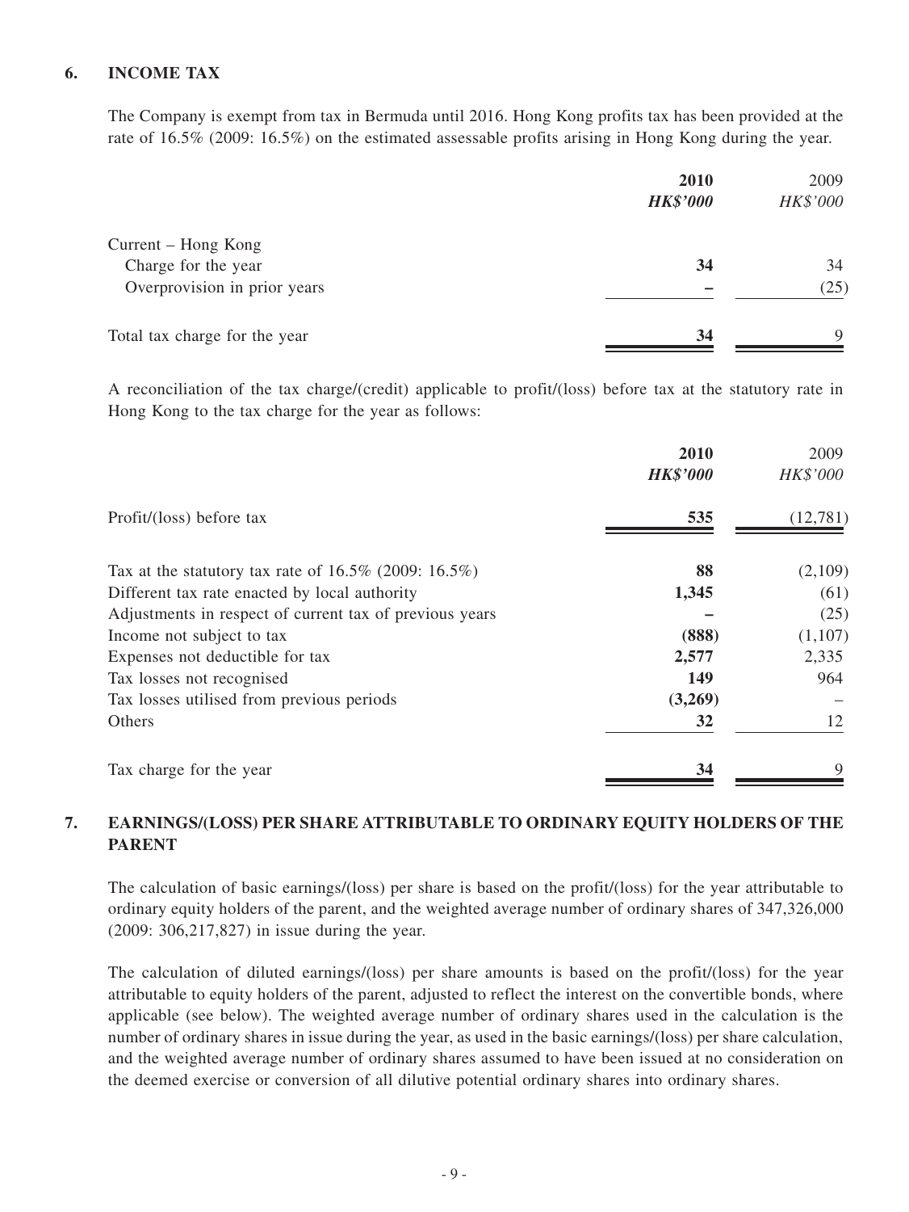## 6. INCOME TAX

The Company is exempt from tax in Bermuda until 2016. Hong Kong profits tax has been provided at the rate of 16.5% (2009: 16.5%) on the estimated assessable profits arising in Hong Kong during the year.

| | **2010** | 2009 |
|---|---|---|
| | ***HK$'000*** | *HK$'000* |
| Current – Hong Kong | | |
| Charge for the year | **34** | 34 |
| Overprovision in prior years | **–** | (25) |
| Total tax charge for the year | **34** | 9 |

A reconciliation of the tax charge/(credit) applicable to profit/(loss) before tax at the statutory rate in Hong Kong to the tax charge for the year as follows:

| | **2010** | 2009 |
|---|---|---|
| | ***HK$'000*** | *HK$'000* |
| Profit/(loss) before tax | **535** | (12,781) |
| Tax at the statutory tax rate of 16.5% (2009: 16.5%) | **88** | (2,109) |
| Different tax rate enacted by local authority | **1,345** | (61) |
| Adjustments in respect of current tax of previous years | **–** | (25) |
| Income not subject to tax | **(888)** | (1,107) |
| Expenses not deductible for tax | **2,577** | 2,335 |
| Tax losses not recognised | **149** | 964 |
| Tax losses utilised from previous periods | **(3,269)** | – |
| Others | **32** | 12 |
| Tax charge for the year | **34** | 9 |

## 7. EARNINGS/(LOSS) PER SHARE ATTRIBUTABLE TO ORDINARY EQUITY HOLDERS OF THE PARENT

The calculation of basic earnings/(loss) per share is based on the profit/(loss) for the year attributable to ordinary equity holders of the parent, and the weighted average number of ordinary shares of 347,326,000 (2009: 306,217,827) in issue during the year.

The calculation of diluted earnings/(loss) per share amounts is based on the profit/(loss) for the year attributable to equity holders of the parent, adjusted to reflect the interest on the convertible bonds, where applicable (see below). The weighted average number of ordinary shares used in the calculation is the number of ordinary shares in issue during the year, as used in the basic earnings/(loss) per share calculation, and the weighted average number of ordinary shares assumed to have been issued at no consideration on the deemed exercise or conversion of all dilutive potential ordinary shares into ordinary shares.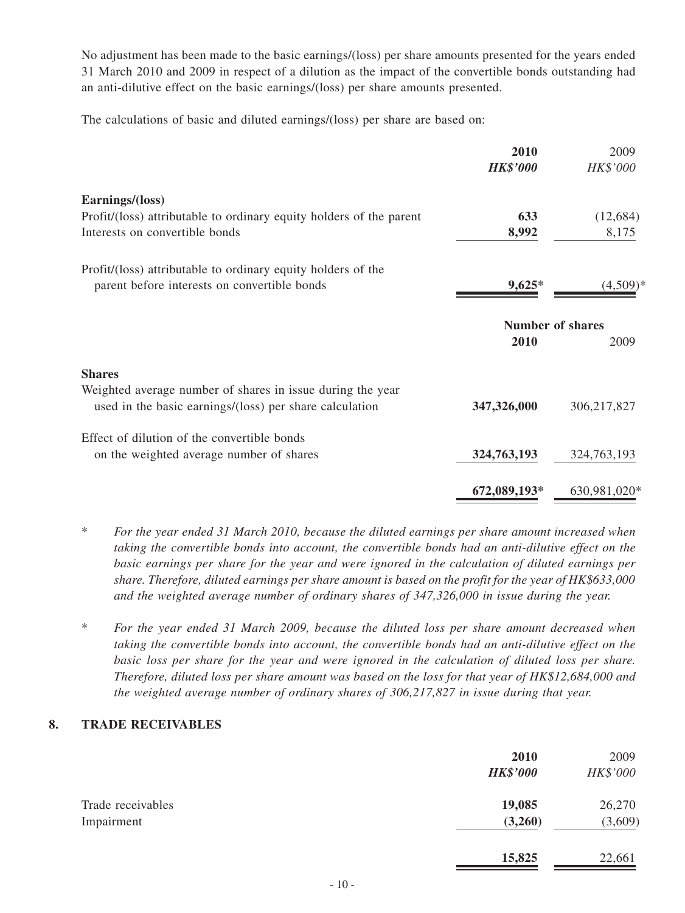No adjustment has been made to the basic earnings/(loss) per share amounts presented for the years ended 31 March 2010 and 2009 in respect of a dilution as the impact of the convertible bonds outstanding had an anti-dilutive effect on the basic earnings/(loss) per share amounts presented.

The calculations of basic and diluted earnings/(loss) per share are based on:

| | **2010** | 2009 |
|---|---|---|
| | ***HK$'000*** | *HK$'000* |
| **Earnings/(loss)** | | |
| Profit/(loss) attributable to ordinary equity holders of the parent | **633** | (12,684) |
| Interests on convertible bonds | **8,992** | 8,175 |
| Profit/(loss) attributable to ordinary equity holders of the parent before interests on convertible bonds | **9,625*** | (4,509)* |

| | **Number of shares** | |
|---|---|---|
| | **2010** | 2009 |
| **Shares** | | |
| Weighted average number of shares in issue during the year used in the basic earnings/(loss) per share calculation | **347,326,000** | 306,217,827 |
| Effect of dilution of the convertible bonds on the weighted average number of shares | **324,763,193** | 324,763,193 |
| | **672,089,193*** | 630,981,020* |

\* *For the year ended 31 March 2010, because the diluted earnings per share amount increased when taking the convertible bonds into account, the convertible bonds had an anti-dilutive effect on the basic earnings per share for the year and were ignored in the calculation of diluted earnings per share. Therefore, diluted earnings per share amount is based on the profit for the year of HK$633,000 and the weighted average number of ordinary shares of 347,326,000 in issue during the year.*

\* *For the year ended 31 March 2009, because the diluted loss per share amount decreased when taking the convertible bonds into account, the convertible bonds had an anti-dilutive effect on the basic loss per share for the year and were ignored in the calculation of diluted loss per share. Therefore, diluted loss per share amount was based on the loss for that year of HK$12,684,000 and the weighted average number of ordinary shares of 306,217,827 in issue during that year.*

## 8. TRADE RECEIVABLES

| | **2010** | 2009 |
|---|---|---|
| | ***HK$'000*** | *HK$'000* |
| Trade receivables | **19,085** | 26,270 |
| Impairment | **(3,260)** | (3,609) |
| | **15,825** | 22,661 |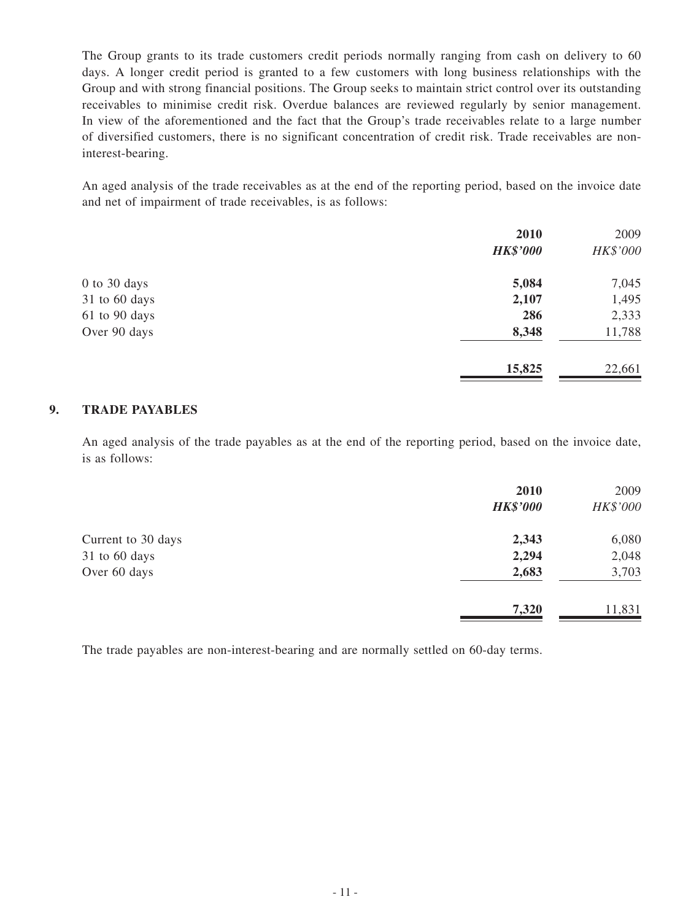The Group grants to its trade customers credit periods normally ranging from cash on delivery to 60 days. A longer credit period is granted to a few customers with long business relationships with the Group and with strong financial positions. The Group seeks to maintain strict control over its outstanding receivables to minimise credit risk. Overdue balances are reviewed regularly by senior management. In view of the aforementioned and the fact that the Group's trade receivables relate to a large number of diversified customers, there is no significant concentration of credit risk. Trade receivables are non-interest-bearing.

An aged analysis of the trade receivables as at the end of the reporting period, based on the invoice date and net of impairment of trade receivables, is as follows:

| | **2010** | 2009 |
|---|---|---|
| | ***HK$'000*** | *HK$'000* |
| 0 to 30 days | **5,084** | 7,045 |
| 31 to 60 days | **2,107** | 1,495 |
| 61 to 90 days | **286** | 2,333 |
| Over 90 days | **8,348** | 11,788 |
| | **15,825** | 22,661 |

## 9. TRADE PAYABLES

An aged analysis of the trade payables as at the end of the reporting period, based on the invoice date, is as follows:

| | **2010** | 2009 |
|---|---|---|
| | ***HK$'000*** | *HK$'000* |
| Current to 30 days | **2,343** | 6,080 |
| 31 to 60 days | **2,294** | 2,048 |
| Over 60 days | **2,683** | 3,703 |
| | **7,320** | 11,831 |

The trade payables are non-interest-bearing and are normally settled on 60-day terms.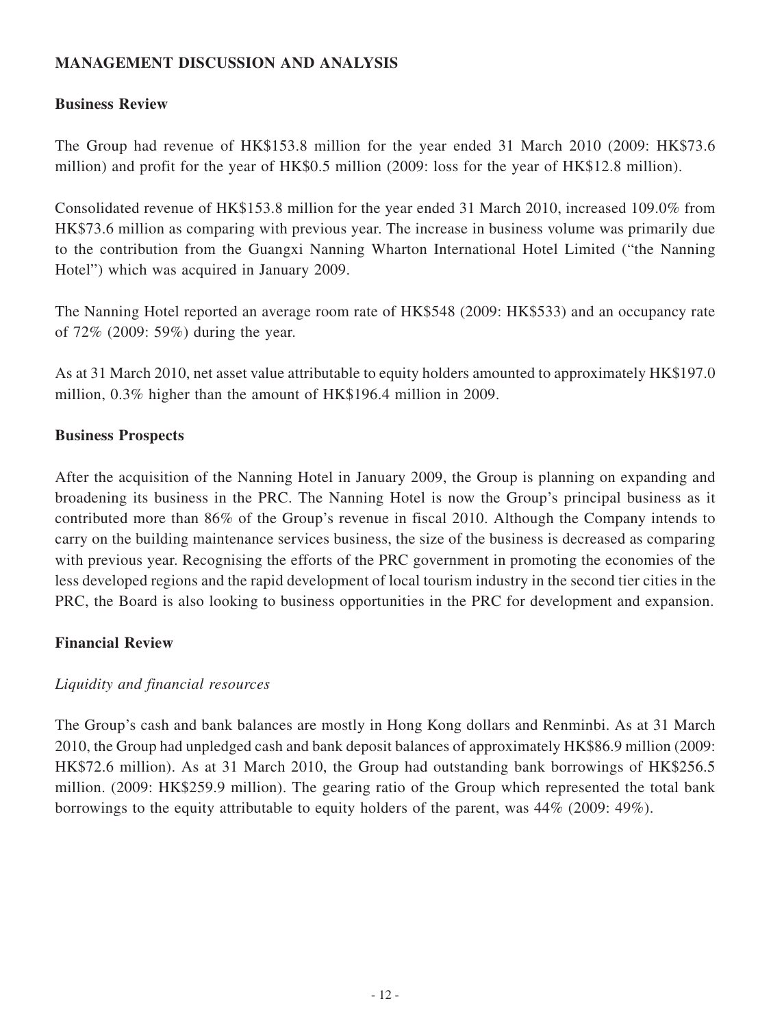## MANAGEMENT DISCUSSION AND ANALYSIS

### Business Review

The Group had revenue of HK$153.8 million for the year ended 31 March 2010 (2009: HK$73.6 million) and profit for the year of HK$0.5 million (2009: loss for the year of HK$12.8 million).

Consolidated revenue of HK$153.8 million for the year ended 31 March 2010, increased 109.0% from HK$73.6 million as comparing with previous year. The increase in business volume was primarily due to the contribution from the Guangxi Nanning Wharton International Hotel Limited ("the Nanning Hotel") which was acquired in January 2009.

The Nanning Hotel reported an average room rate of HK$548 (2009: HK$533) and an occupancy rate of 72% (2009: 59%) during the year.

As at 31 March 2010, net asset value attributable to equity holders amounted to approximately HK$197.0 million, 0.3% higher than the amount of HK$196.4 million in 2009.

### Business Prospects

After the acquisition of the Nanning Hotel in January 2009, the Group is planning on expanding and broadening its business in the PRC. The Nanning Hotel is now the Group's principal business as it contributed more than 86% of the Group's revenue in fiscal 2010. Although the Company intends to carry on the building maintenance services business, the size of the business is decreased as comparing with previous year. Recognising the efforts of the PRC government in promoting the economies of the less developed regions and the rapid development of local tourism industry in the second tier cities in the PRC, the Board is also looking to business opportunities in the PRC for development and expansion.

### Financial Review

*Liquidity and financial resources*

The Group's cash and bank balances are mostly in Hong Kong dollars and Renminbi. As at 31 March 2010, the Group had unpledged cash and bank deposit balances of approximately HK$86.9 million (2009: HK$72.6 million). As at 31 March 2010, the Group had outstanding bank borrowings of HK$256.5 million. (2009: HK$259.9 million). The gearing ratio of the Group which represented the total bank borrowings to the equity attributable to equity holders of the parent, was 44% (2009: 49%).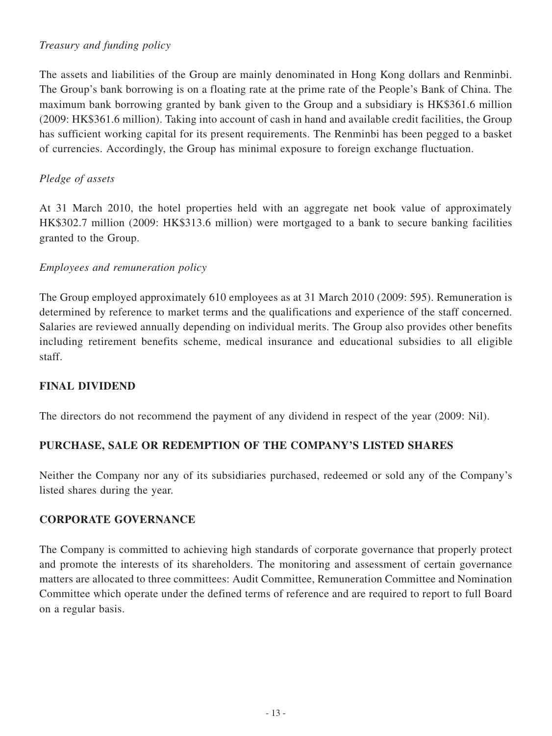*Treasury and funding policy*

The assets and liabilities of the Group are mainly denominated in Hong Kong dollars and Renminbi. The Group's bank borrowing is on a floating rate at the prime rate of the People's Bank of China. The maximum bank borrowing granted by bank given to the Group and a subsidiary is HK$361.6 million (2009: HK$361.6 million). Taking into account of cash in hand and available credit facilities, the Group has sufficient working capital for its present requirements. The Renminbi has been pegged to a basket of currencies. Accordingly, the Group has minimal exposure to foreign exchange fluctuation.

*Pledge of assets*

At 31 March 2010, the hotel properties held with an aggregate net book value of approximately HK$302.7 million (2009: HK$313.6 million) were mortgaged to a bank to secure banking facilities granted to the Group.

*Employees and remuneration policy*

The Group employed approximately 610 employees as at 31 March 2010 (2009: 595). Remuneration is determined by reference to market terms and the qualifications and experience of the staff concerned. Salaries are reviewed annually depending on individual merits. The Group also provides other benefits including retirement benefits scheme, medical insurance and educational subsidies to all eligible staff.

## FINAL DIVIDEND

The directors do not recommend the payment of any dividend in respect of the year (2009: Nil).

## PURCHASE, SALE OR REDEMPTION OF THE COMPANY'S LISTED SHARES

Neither the Company nor any of its subsidiaries purchased, redeemed or sold any of the Company's listed shares during the year.

## CORPORATE GOVERNANCE

The Company is committed to achieving high standards of corporate governance that properly protect and promote the interests of its shareholders. The monitoring and assessment of certain governance matters are allocated to three committees: Audit Committee, Remuneration Committee and Nomination Committee which operate under the defined terms of reference and are required to report to full Board on a regular basis.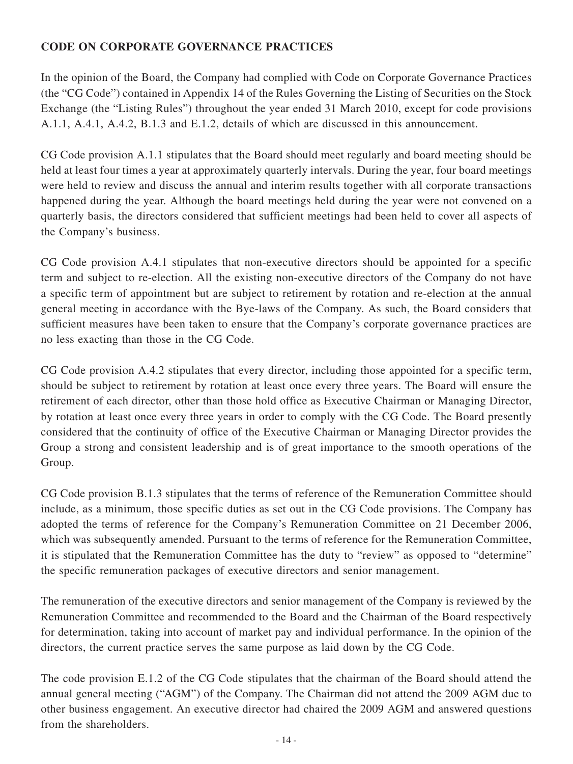## CODE ON CORPORATE GOVERNANCE PRACTICES

In the opinion of the Board, the Company had complied with Code on Corporate Governance Practices (the "CG Code") contained in Appendix 14 of the Rules Governing the Listing of Securities on the Stock Exchange (the "Listing Rules") throughout the year ended 31 March 2010, except for code provisions A.1.1, A.4.1, A.4.2, B.1.3 and E.1.2, details of which are discussed in this announcement.

CG Code provision A.1.1 stipulates that the Board should meet regularly and board meeting should be held at least four times a year at approximately quarterly intervals. During the year, four board meetings were held to review and discuss the annual and interim results together with all corporate transactions happened during the year. Although the board meetings held during the year were not convened on a quarterly basis, the directors considered that sufficient meetings had been held to cover all aspects of the Company's business.

CG Code provision A.4.1 stipulates that non-executive directors should be appointed for a specific term and subject to re-election. All the existing non-executive directors of the Company do not have a specific term of appointment but are subject to retirement by rotation and re-election at the annual general meeting in accordance with the Bye-laws of the Company. As such, the Board considers that sufficient measures have been taken to ensure that the Company's corporate governance practices are no less exacting than those in the CG Code.

CG Code provision A.4.2 stipulates that every director, including those appointed for a specific term, should be subject to retirement by rotation at least once every three years. The Board will ensure the retirement of each director, other than those hold office as Executive Chairman or Managing Director, by rotation at least once every three years in order to comply with the CG Code. The Board presently considered that the continuity of office of the Executive Chairman or Managing Director provides the Group a strong and consistent leadership and is of great importance to the smooth operations of the Group.

CG Code provision B.1.3 stipulates that the terms of reference of the Remuneration Committee should include, as a minimum, those specific duties as set out in the CG Code provisions. The Company has adopted the terms of reference for the Company's Remuneration Committee on 21 December 2006, which was subsequently amended. Pursuant to the terms of reference for the Remuneration Committee, it is stipulated that the Remuneration Committee has the duty to "review" as opposed to "determine" the specific remuneration packages of executive directors and senior management.

The remuneration of the executive directors and senior management of the Company is reviewed by the Remuneration Committee and recommended to the Board and the Chairman of the Board respectively for determination, taking into account of market pay and individual performance. In the opinion of the directors, the current practice serves the same purpose as laid down by the CG Code.

The code provision E.1.2 of the CG Code stipulates that the chairman of the Board should attend the annual general meeting ("AGM") of the Company. The Chairman did not attend the 2009 AGM due to other business engagement. An executive director had chaired the 2009 AGM and answered questions from the shareholders.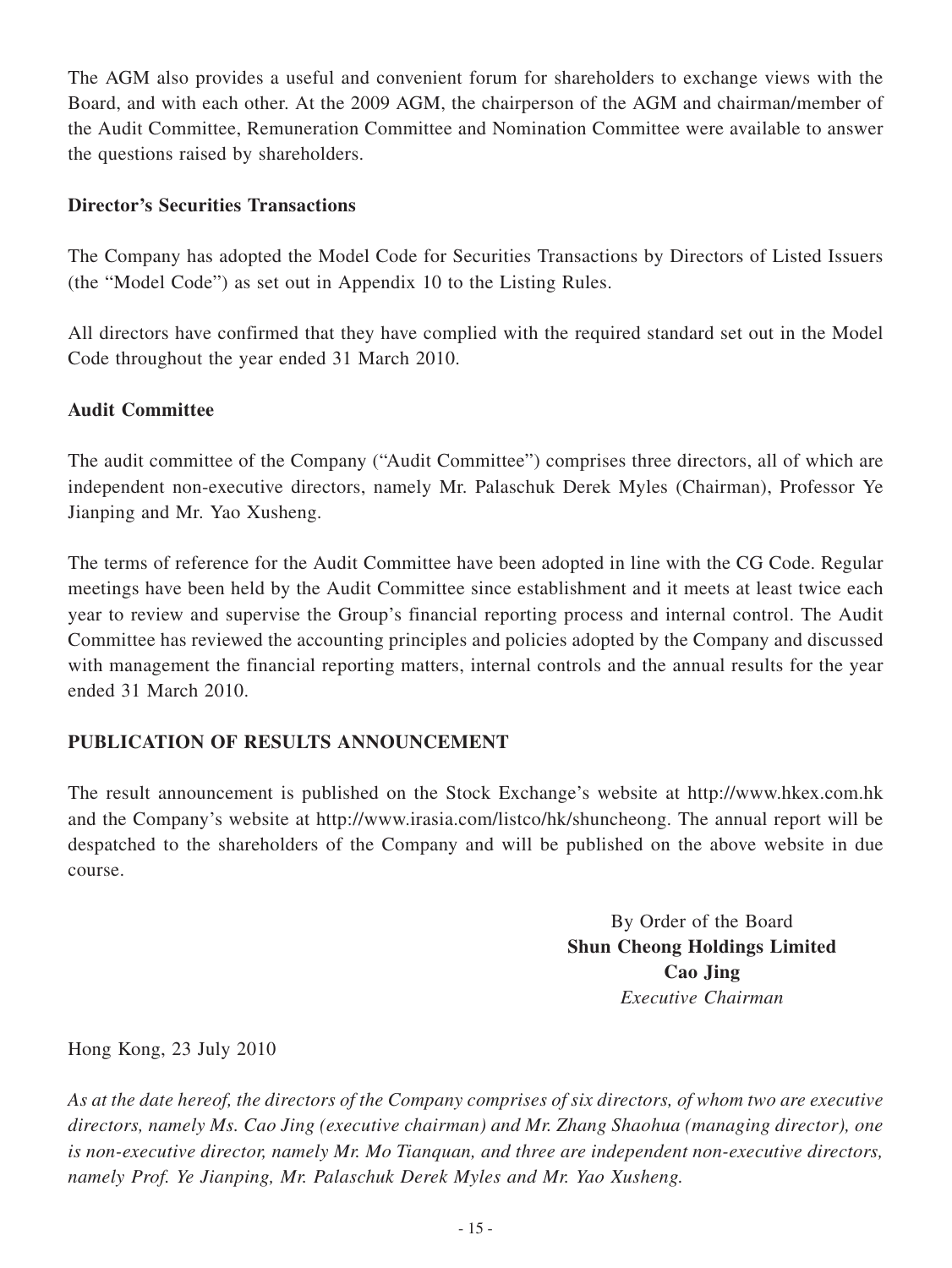The AGM also provides a useful and convenient forum for shareholders to exchange views with the Board, and with each other. At the 2009 AGM, the chairperson of the AGM and chairman/member of the Audit Committee, Remuneration Committee and Nomination Committee were available to answer the questions raised by shareholders.

**Director's Securities Transactions**

The Company has adopted the Model Code for Securities Transactions by Directors of Listed Issuers (the "Model Code") as set out in Appendix 10 to the Listing Rules.

All directors have confirmed that they have complied with the required standard set out in the Model Code throughout the year ended 31 March 2010.

**Audit Committee**

The audit committee of the Company ("Audit Committee") comprises three directors, all of which are independent non-executive directors, namely Mr. Palaschuk Derek Myles (Chairman), Professor Ye Jianping and Mr. Yao Xusheng.

The terms of reference for the Audit Committee have been adopted in line with the CG Code. Regular meetings have been held by the Audit Committee since establishment and it meets at least twice each year to review and supervise the Group's financial reporting process and internal control. The Audit Committee has reviewed the accounting principles and policies adopted by the Company and discussed with management the financial reporting matters, internal controls and the annual results for the year ended 31 March 2010.

## PUBLICATION OF RESULTS ANNOUNCEMENT

The result announcement is published on the Stock Exchange's website at http://www.hkex.com.hk and the Company's website at http://www.irasia.com/listco/hk/shuncheong. The annual report will be despatched to the shareholders of the Company and will be published on the above website in due course.

By Order of the Board
**Shun Cheong Holdings Limited**
**Cao Jing**
*Executive Chairman*

Hong Kong, 23 July 2010

*As at the date hereof, the directors of the Company comprises of six directors, of whom two are executive directors, namely Ms. Cao Jing (executive chairman) and Mr. Zhang Shaohua (managing director), one is non-executive director, namely Mr. Mo Tianquan, and three are independent non-executive directors, namely Prof. Ye Jianping, Mr. Palaschuk Derek Myles and Mr. Yao Xusheng.*